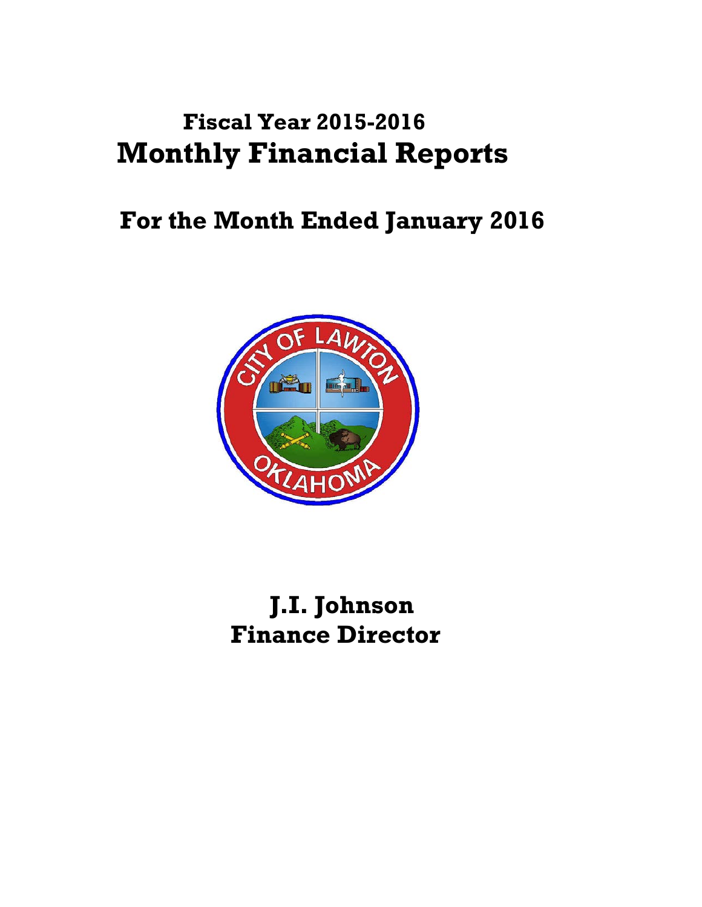# Fiscal Year 2015-2016

# Monthly Financial Reports

## For the Month Ended January 2016

**J.I. Johnson**
**Finance Director**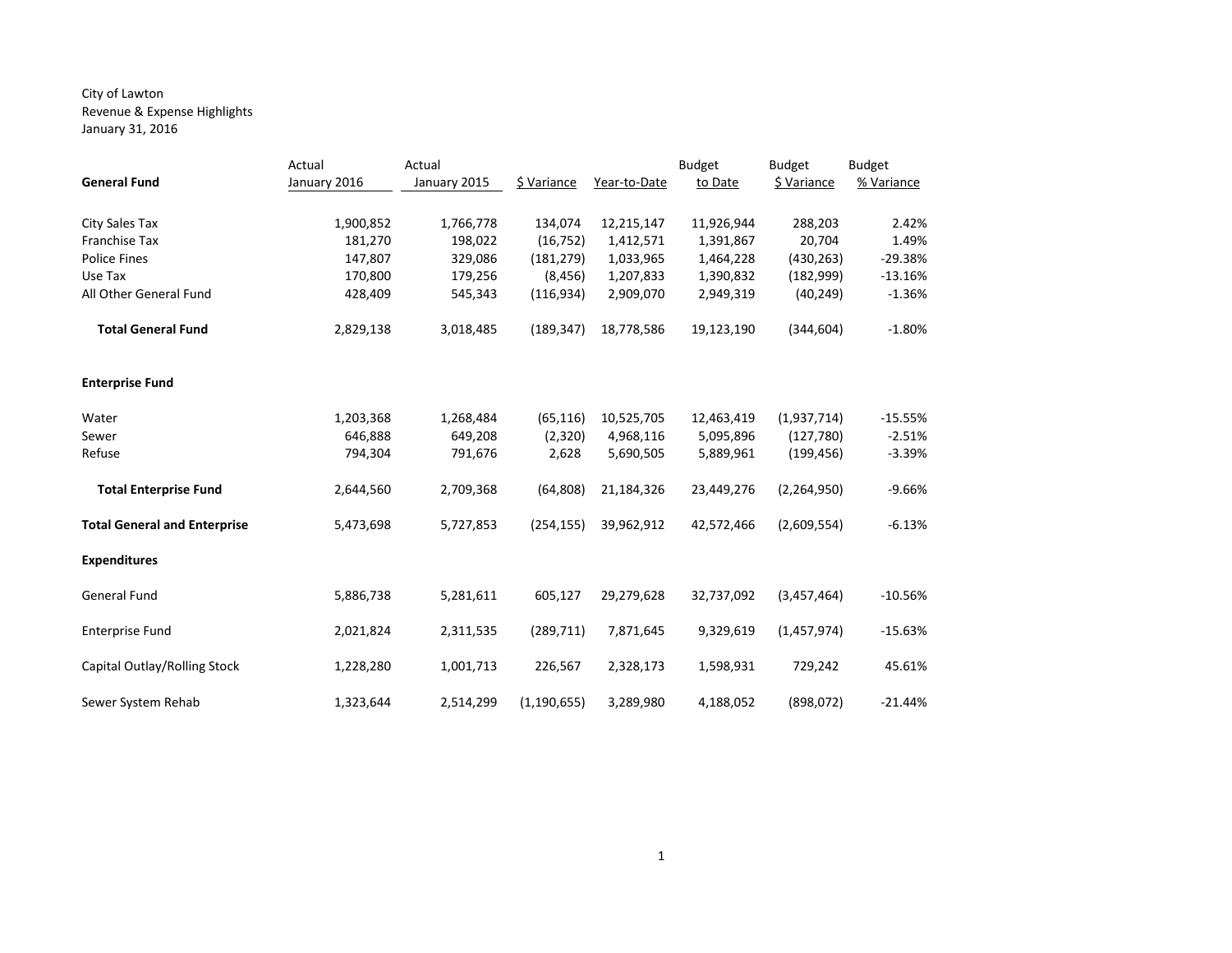City of Lawton
Revenue & Expense Highlights
January 31, 2016

| General Fund | Actual January 2016 | Actual January 2015 | $ Variance | Year-to-Date | Budget to Date | Budget $ Variance | Budget % Variance |
|---|---|---|---|---|---|---|---|
| City Sales Tax | 1,900,852 | 1,766,778 | 134,074 | 12,215,147 | 11,926,944 | 288,203 | 2.42% |
| Franchise Tax | 181,270 | 198,022 | (16,752) | 1,412,571 | 1,391,867 | 20,704 | 1.49% |
| Police Fines | 147,807 | 329,086 | (181,279) | 1,033,965 | 1,464,228 | (430,263) | -29.38% |
| Use Tax | 170,800 | 179,256 | (8,456) | 1,207,833 | 1,390,832 | (182,999) | -13.16% |
| All Other General Fund | 428,409 | 545,343 | (116,934) | 2,909,070 | 2,949,319 | (40,249) | -1.36% |
| **Total General Fund** | 2,829,138 | 3,018,485 | (189,347) | 18,778,586 | 19,123,190 | (344,604) | -1.80% |
| **Enterprise Fund** | | | | | | | |
| Water | 1,203,368 | 1,268,484 | (65,116) | 10,525,705 | 12,463,419 | (1,937,714) | -15.55% |
| Sewer | 646,888 | 649,208 | (2,320) | 4,968,116 | 5,095,896 | (127,780) | -2.51% |
| Refuse | 794,304 | 791,676 | 2,628 | 5,690,505 | 5,889,961 | (199,456) | -3.39% |
| **Total Enterprise Fund** | 2,644,560 | 2,709,368 | (64,808) | 21,184,326 | 23,449,276 | (2,264,950) | -9.66% |
| **Total General and Enterprise** | 5,473,698 | 5,727,853 | (254,155) | 39,962,912 | 42,572,466 | (2,609,554) | -6.13% |
| **Expenditures** | | | | | | | |
| General Fund | 5,886,738 | 5,281,611 | 605,127 | 29,279,628 | 32,737,092 | (3,457,464) | -10.56% |
| Enterprise Fund | 2,021,824 | 2,311,535 | (289,711) | 7,871,645 | 9,329,619 | (1,457,974) | -15.63% |
| Capital Outlay/Rolling Stock | 1,228,280 | 1,001,713 | 226,567 | 2,328,173 | 1,598,931 | 729,242 | 45.61% |
| Sewer System Rehab | 1,323,644 | 2,514,299 | (1,190,655) | 3,289,980 | 4,188,052 | (898,072) | -21.44% |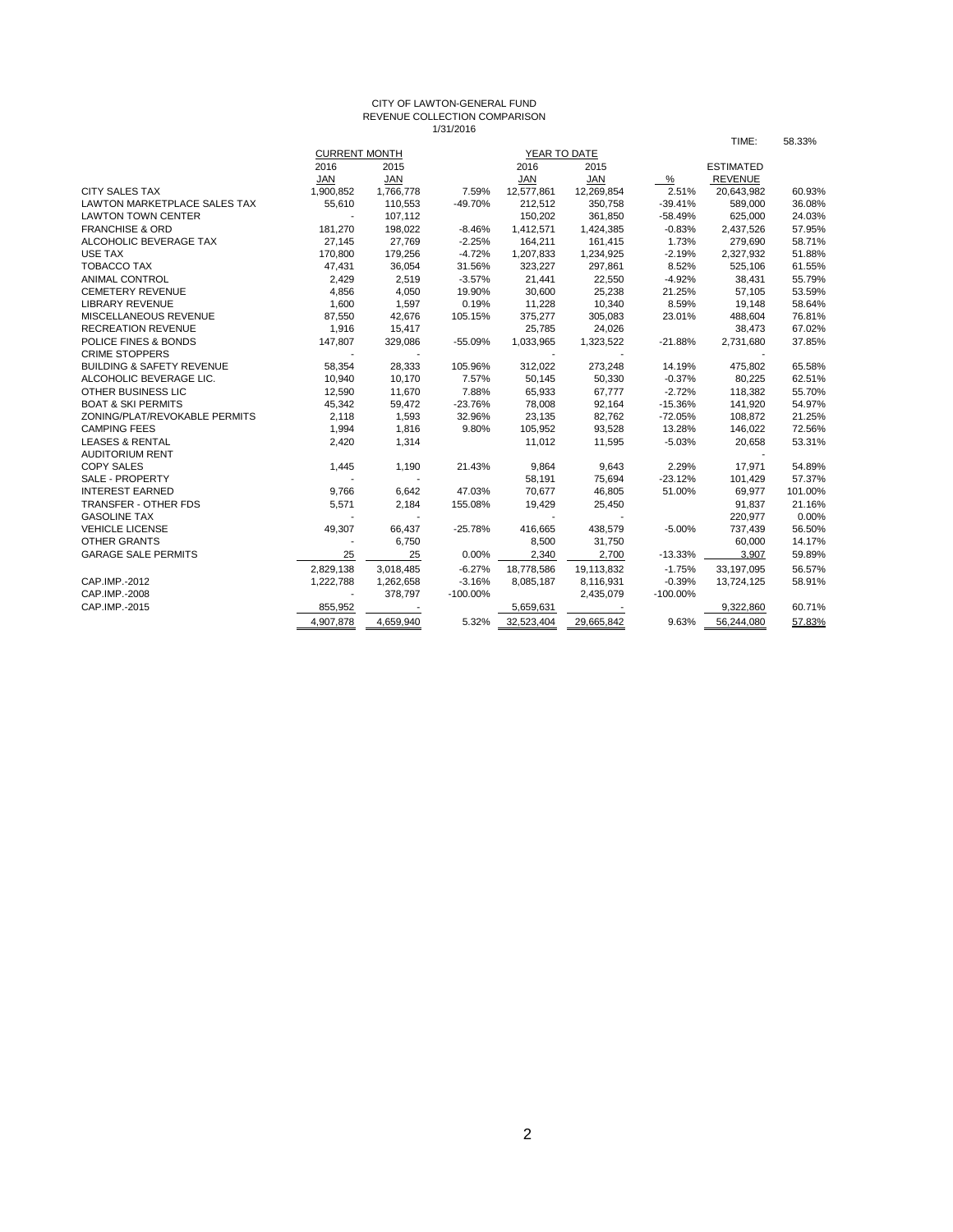CITY OF LAWTON-GENERAL FUND
REVENUE COLLECTION COMPARISON
1/31/2016

TIME: 58.33%

| | CURRENT MONTH | | | YEAR TO DATE | | | | |
|---|---|---|---|---|---|---|---|---|
| | 2016 | 2015 | | 2016 | 2015 | | ESTIMATED | |
| | JAN | JAN | | JAN | JAN | % | REVENUE | |
| CITY SALES TAX | 1,900,852 | 1,766,778 | 7.59% | 12,577,861 | 12,269,854 | 2.51% | 20,643,982 | 60.93% |
| LAWTON MARKETPLACE SALES TAX | 55,610 | 110,553 | -49.70% | 212,512 | 350,758 | -39.41% | 589,000 | 36.08% |
| LAWTON TOWN CENTER | - | 107,112 | | 150,202 | 361,850 | -58.49% | 625,000 | 24.03% |
| FRANCHISE & ORD | 181,270 | 198,022 | -8.46% | 1,412,571 | 1,424,385 | -0.83% | 2,437,526 | 57.95% |
| ALCOHOLIC BEVERAGE TAX | 27,145 | 27,769 | -2.25% | 164,211 | 161,415 | 1.73% | 279,690 | 58.71% |
| USE TAX | 170,800 | 179,256 | -4.72% | 1,207,833 | 1,234,925 | -2.19% | 2,327,932 | 51.88% |
| TOBACCO TAX | 47,431 | 36,054 | 31.56% | 323,227 | 297,861 | 8.52% | 525,106 | 61.55% |
| ANIMAL CONTROL | 2,429 | 2,519 | -3.57% | 21,441 | 22,550 | -4.92% | 38,431 | 55.79% |
| CEMETERY REVENUE | 4,856 | 4,050 | 19.90% | 30,600 | 25,238 | 21.25% | 57,105 | 53.59% |
| LIBRARY REVENUE | 1,600 | 1,597 | 0.19% | 11,228 | 10,340 | 8.59% | 19,148 | 58.64% |
| MISCELLANEOUS REVENUE | 87,550 | 42,676 | 105.15% | 375,277 | 305,083 | 23.01% | 488,604 | 76.81% |
| RECREATION REVENUE | 1,916 | 15,417 | | 25,785 | 24,026 | | 38,473 | 67.02% |
| POLICE FINES & BONDS | 147,807 | 329,086 | -55.09% | 1,033,965 | 1,323,522 | -21.88% | 2,731,680 | 37.85% |
| CRIME STOPPERS | - | - | | - | - | | | |
| BUILDING & SAFETY REVENUE | 58,354 | 28,333 | 105.96% | 312,022 | 273,248 | 14.19% | 475,802 | 65.58% |
| ALCOHOLIC BEVERAGE LIC. | 10,940 | 10,170 | 7.57% | 50,145 | 50,330 | -0.37% | 80,225 | 62.51% |
| OTHER BUSINESS LIC | 12,590 | 11,670 | 7.88% | 65,933 | 67,777 | -2.72% | 118,382 | 55.70% |
| BOAT & SKI PERMITS | 45,342 | 59,472 | -23.76% | 78,008 | 92,164 | -15.36% | 141,920 | 54.97% |
| ZONING/PLAT/REVOKABLE PERMITS | 2,118 | 1,593 | 32.96% | 23,135 | 82,762 | -72.05% | 108,872 | 21.25% |
| CAMPING FEES | 1,994 | 1,816 | 9.80% | 105,952 | 93,528 | 13.28% | 146,022 | 72.56% |
| LEASES & RENTAL | 2,420 | 1,314 | | 11,012 | 11,595 | -5.03% | 20,658 | 53.31% |
| AUDITORIUM RENT | | | | | | | - | |
| COPY SALES | 1,445 | 1,190 | 21.43% | 9,864 | 9,643 | 2.29% | 17,971 | 54.89% |
| SALE - PROPERTY | - | - | | 58,191 | 75,694 | -23.12% | 101,429 | 57.37% |
| INTEREST EARNED | 9,766 | 6,642 | 47.03% | 70,677 | 46,805 | 51.00% | 69,977 | 101.00% |
| TRANSFER - OTHER FDS | 5,571 | 2,184 | 155.08% | 19,429 | 25,450 | | 91,837 | 21.16% |
| GASOLINE TAX | - | - | | - | - | | 220,977 | 0.00% |
| VEHICLE LICENSE | 49,307 | 66,437 | -25.78% | 416,665 | 438,579 | -5.00% | 737,439 | 56.50% |
| OTHER GRANTS | - | 6,750 | | 8,500 | 31,750 | | 60,000 | 14.17% |
| GARAGE SALE PERMITS | 25 | 25 | 0.00% | 2,340 | 2,700 | -13.33% | 3,907 | 59.89% |
| | 2,829,138 | 3,018,485 | -6.27% | 18,778,586 | 19,113,832 | -1.75% | 33,197,095 | 56.57% |
| CAP.IMP.-2012 | 1,222,788 | 1,262,658 | -3.16% | 8,085,187 | 8,116,931 | -0.39% | 13,724,125 | 58.91% |
| CAP.IMP.-2008 | - | 378,797 | -100.00% | | 2,435,079 | -100.00% | | |
| CAP.IMP.-2015 | 855,952 | - | | 5,659,631 | - | | 9,322,860 | 60.71% |
| | 4,907,878 | 4,659,940 | 5.32% | 32,523,404 | 29,665,842 | 9.63% | 56,244,080 | 57.83% |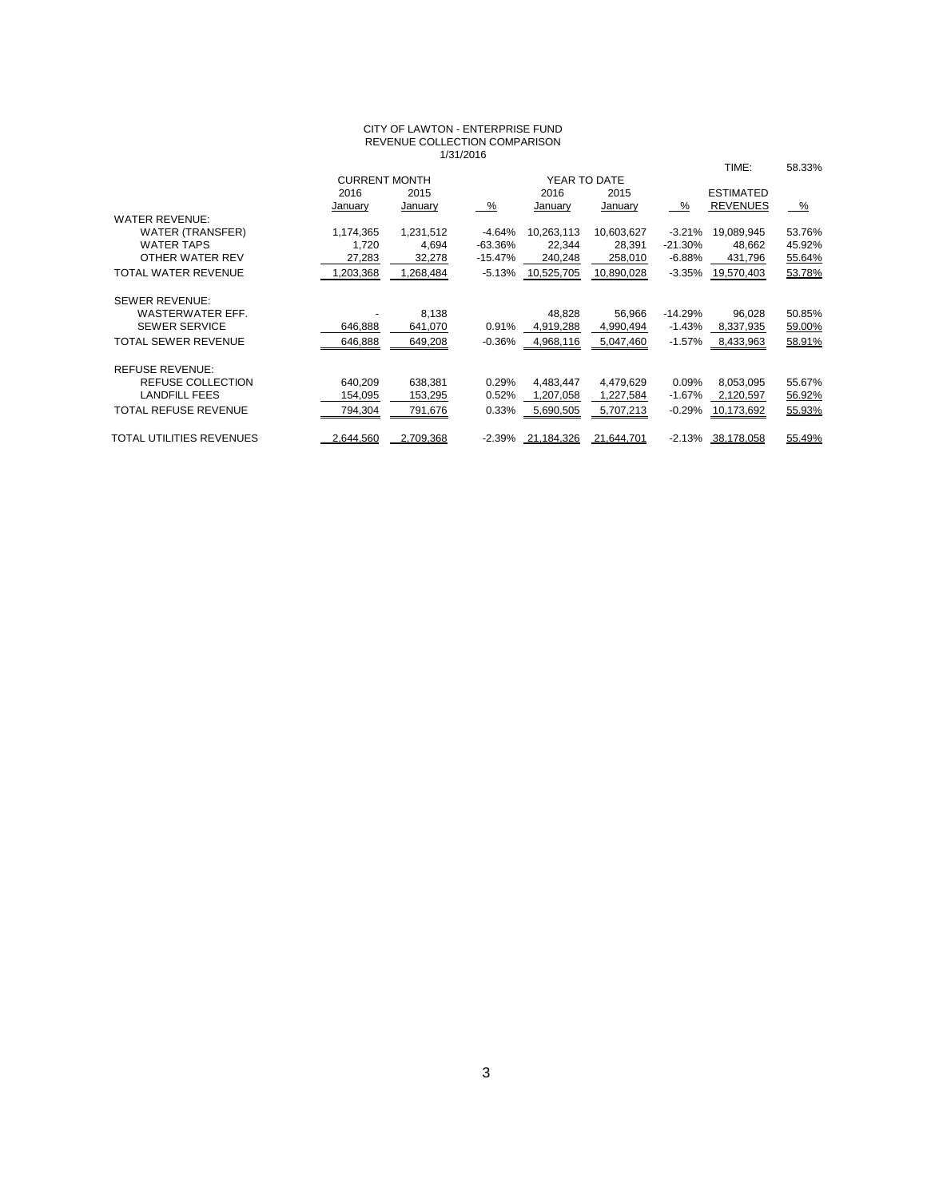CITY OF LAWTON - ENTERPRISE FUND
REVENUE COLLECTION COMPARISON
1/31/2016

TIME: 58.33%

| | CURRENT MONTH | | | YEAR TO DATE | | | | |
|---|---|---|---|---|---|---|---|---|
| | 2016 January | 2015 January | % | 2016 January | 2015 January | % | ESTIMATED REVENUES | % |
| WATER REVENUE: | | | | | | | | |
| WATER (TRANSFER) | 1,174,365 | 1,231,512 | -4.64% | 10,263,113 | 10,603,627 | -3.21% | 19,089,945 | 53.76% |
| WATER TAPS | 1,720 | 4,694 | -63.36% | 22,344 | 28,391 | -21.30% | 48,662 | 45.92% |
| OTHER WATER REV | 27,283 | 32,278 | -15.47% | 240,248 | 258,010 | -6.88% | 431,796 | 55.64% |
| TOTAL WATER REVENUE | 1,203,368 | 1,268,484 | -5.13% | 10,525,705 | 10,890,028 | -3.35% | 19,570,403 | 53.78% |
| SEWER REVENUE: | | | | | | | | |
| WASTERWATER EFF. | - | 8,138 | | 48,828 | 56,966 | -14.29% | 96,028 | 50.85% |
| SEWER SERVICE | 646,888 | 641,070 | 0.91% | 4,919,288 | 4,990,494 | -1.43% | 8,337,935 | 59.00% |
| TOTAL SEWER REVENUE | 646,888 | 649,208 | -0.36% | 4,968,116 | 5,047,460 | -1.57% | 8,433,963 | 58.91% |
| REFUSE REVENUE: | | | | | | | | |
| REFUSE COLLECTION | 640,209 | 638,381 | 0.29% | 4,483,447 | 4,479,629 | 0.09% | 8,053,095 | 55.67% |
| LANDFILL FEES | 154,095 | 153,295 | 0.52% | 1,207,058 | 1,227,584 | -1.67% | 2,120,597 | 56.92% |
| TOTAL REFUSE REVENUE | 794,304 | 791,676 | 0.33% | 5,690,505 | 5,707,213 | -0.29% | 10,173,692 | 55.93% |
| TOTAL UTILITIES REVENUES | 2,644,560 | 2,709,368 | -2.39% | 21,184,326 | 21,644,701 | -2.13% | 38,178,058 | 55.49% |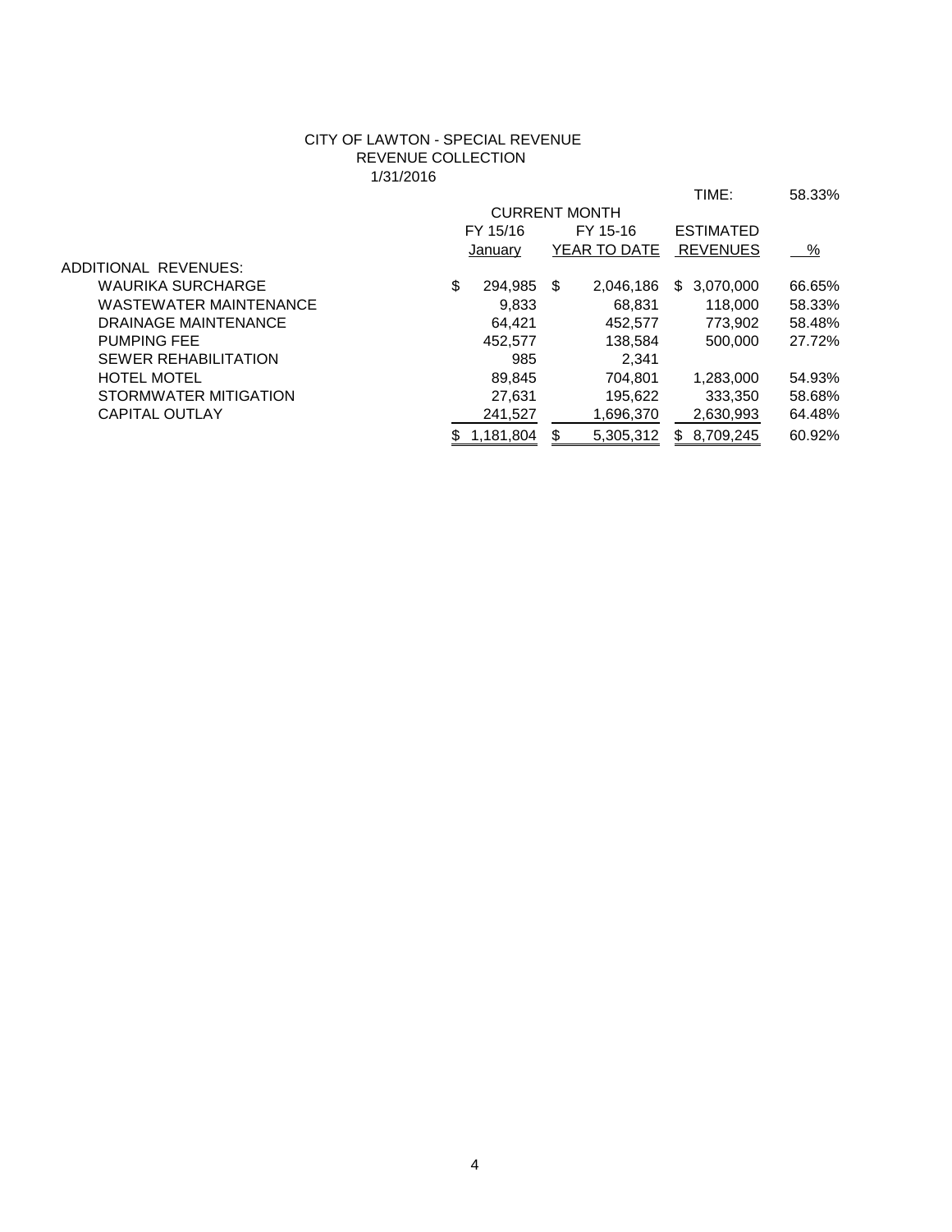CITY OF LAWTON - SPECIAL REVENUE
REVENUE COLLECTION
1/31/2016

| | CURRENT MONTH | | | TIME: 58.33% |
|---|---|---|---|---|
| | FY 15/16 January | FY 15-16 YEAR TO DATE | ESTIMATED REVENUES | % |
| ADDITIONAL REVENUES: | | | | |
| WAURIKA SURCHARGE | $ 294,985 | $ 2,046,186 | $ 3,070,000 | 66.65% |
| WASTEWATER MAINTENANCE | 9,833 | 68,831 | 118,000 | 58.33% |
| DRAINAGE MAINTENANCE | 64,421 | 452,577 | 773,902 | 58.48% |
| PUMPING FEE | 452,577 | 138,584 | 500,000 | 27.72% |
| SEWER REHABILITATION | 985 | 2,341 | | |
| HOTEL MOTEL | 89,845 | 704,801 | 1,283,000 | 54.93% |
| STORMWATER MITIGATION | 27,631 | 195,622 | 333,350 | 58.68% |
| CAPITAL OUTLAY | 241,527 | 1,696,370 | 2,630,993 | 64.48% |
| | $ 1,181,804 | $ 5,305,312 | $ 8,709,245 | 60.92% |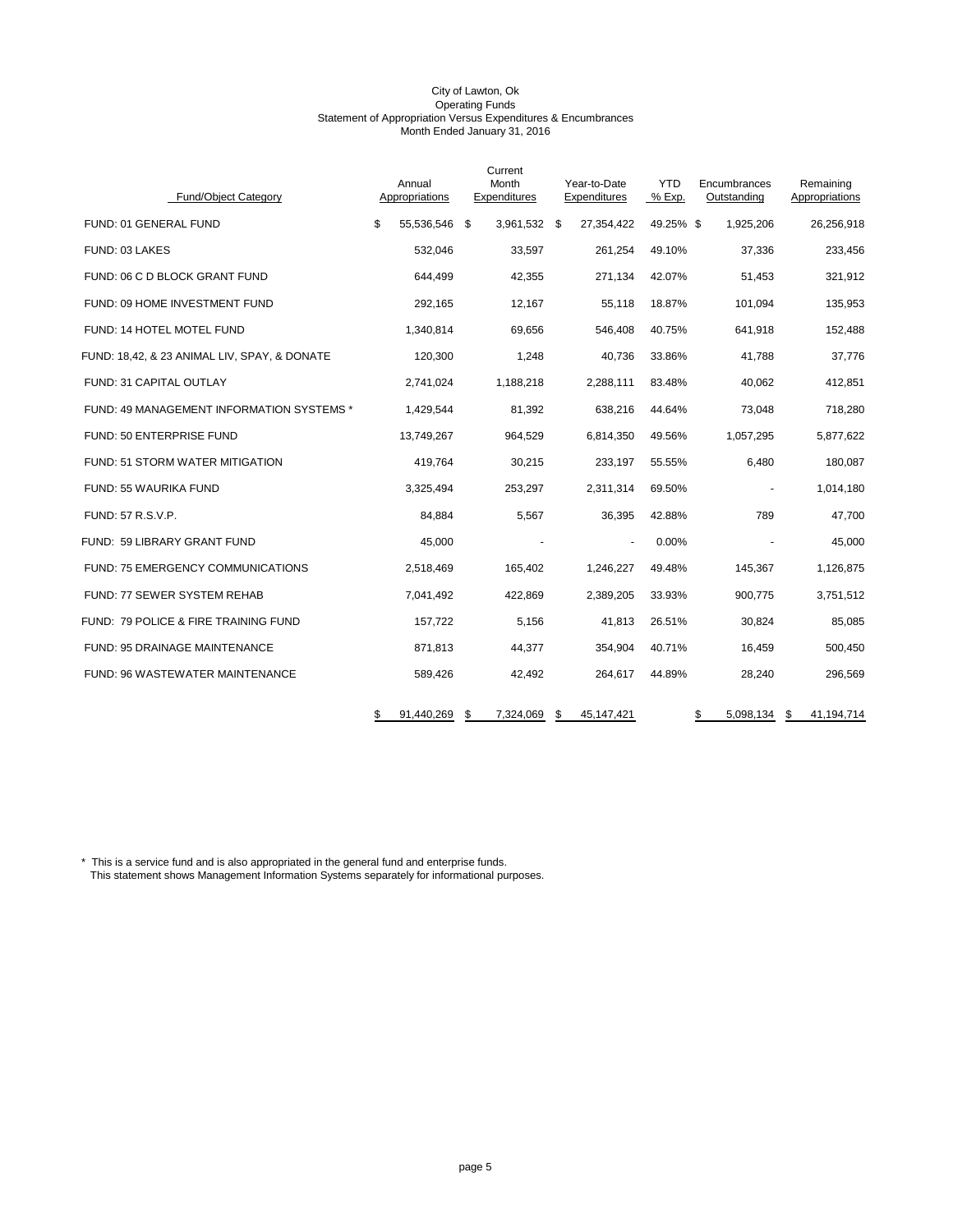City of Lawton, Ok
Operating Funds
Statement of Appropriation Versus Expenditures & Encumbrances
Month Ended January 31, 2016

| Fund/Object Category | Annual Appropriations | Current Month Expenditures | Year-to-Date Expenditures | YTD % Exp. | Encumbrances Outstanding | Remaining Appropriations |
|---|---|---|---|---|---|---|
| FUND: 01 GENERAL FUND | $ 55,536,546 | $ 3,961,532 | $ 27,354,422 | 49.25% | $ 1,925,206 | 26,256,918 |
| FUND: 03 LAKES | 532,046 | 33,597 | 261,254 | 49.10% | 37,336 | 233,456 |
| FUND: 06 C D BLOCK GRANT FUND | 644,499 | 42,355 | 271,134 | 42.07% | 51,453 | 321,912 |
| FUND: 09 HOME INVESTMENT FUND | 292,165 | 12,167 | 55,118 | 18.87% | 101,094 | 135,953 |
| FUND: 14 HOTEL MOTEL FUND | 1,340,814 | 69,656 | 546,408 | 40.75% | 641,918 | 152,488 |
| FUND: 18,42, & 23 ANIMAL LIV, SPAY, & DONATE | 120,300 | 1,248 | 40,736 | 33.86% | 41,788 | 37,776 |
| FUND: 31 CAPITAL OUTLAY | 2,741,024 | 1,188,218 | 2,288,111 | 83.48% | 40,062 | 412,851 |
| FUND: 49 MANAGEMENT INFORMATION SYSTEMS * | 1,429,544 | 81,392 | 638,216 | 44.64% | 73,048 | 718,280 |
| FUND: 50 ENTERPRISE FUND | 13,749,267 | 964,529 | 6,814,350 | 49.56% | 1,057,295 | 5,877,622 |
| FUND: 51 STORM WATER MITIGATION | 419,764 | 30,215 | 233,197 | 55.55% | 6,480 | 180,087 |
| FUND: 55 WAURIKA FUND | 3,325,494 | 253,297 | 2,311,314 | 69.50% | - | 1,014,180 |
| FUND: 57 R.S.V.P. | 84,884 | 5,567 | 36,395 | 42.88% | 789 | 47,700 |
| FUND: 59 LIBRARY GRANT FUND | 45,000 | - | - | 0.00% | - | 45,000 |
| FUND: 75 EMERGENCY COMMUNICATIONS | 2,518,469 | 165,402 | 1,246,227 | 49.48% | 145,367 | 1,126,875 |
| FUND: 77 SEWER SYSTEM REHAB | 7,041,492 | 422,869 | 2,389,205 | 33.93% | 900,775 | 3,751,512 |
| FUND: 79 POLICE & FIRE TRAINING FUND | 157,722 | 5,156 | 41,813 | 26.51% | 30,824 | 85,085 |
| FUND: 95 DRAINAGE MAINTENANCE | 871,813 | 44,377 | 354,904 | 40.71% | 16,459 | 500,450 |
| FUND: 96 WASTEWATER MAINTENANCE | 589,426 | 42,492 | 264,617 | 44.89% | 28,240 | 296,569 |
| | $ 91,440,269 | $ 7,324,069 | $ 45,147,421 | | $ 5,098,134 | $ 41,194,714 |

\* This is a service fund and is also appropriated in the general fund and enterprise funds.
This statement shows Management Information Systems separately for informational purposes.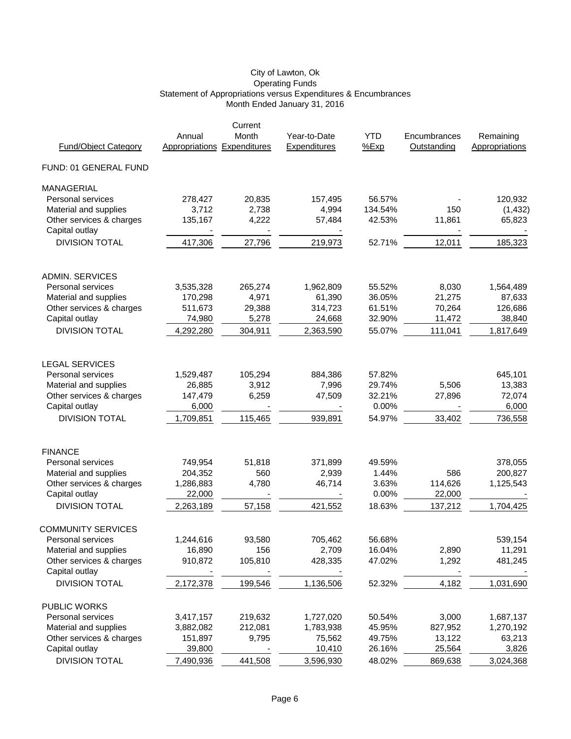City of Lawton, Ok
Operating Funds
Statement of Appropriations versus Expenditures & Encumbrances
Month Ended January 31, 2016

| Fund/Object Category | Annual Appropriations | Current Month Expenditures | Year-to-Date Expenditures | YTD %Exp | Encumbrances Outstanding | Remaining Appropriations |
|---|---|---|---|---|---|---|
| FUND: 01 GENERAL FUND | | | | | | |
| MANAGERIAL | | | | | | |
| Personal services | 278,427 | 20,835 | 157,495 | 56.57% | - | 120,932 |
| Material and supplies | 3,712 | 2,738 | 4,994 | 134.54% | 150 | (1,432) |
| Other services & charges | 135,167 | 4,222 | 57,484 | 42.53% | 11,861 | 65,823 |
| Capital outlay | - | - | - | | - | - |
| DIVISION TOTAL | 417,306 | 27,796 | 219,973 | 52.71% | 12,011 | 185,323 |
| ADMIN. SERVICES | | | | | | |
| Personal services | 3,535,328 | 265,274 | 1,962,809 | 55.52% | 8,030 | 1,564,489 |
| Material and supplies | 170,298 | 4,971 | 61,390 | 36.05% | 21,275 | 87,633 |
| Other services & charges | 511,673 | 29,388 | 314,723 | 61.51% | 70,264 | 126,686 |
| Capital outlay | 74,980 | 5,278 | 24,668 | 32.90% | 11,472 | 38,840 |
| DIVISION TOTAL | 4,292,280 | 304,911 | 2,363,590 | 55.07% | 111,041 | 1,817,649 |
| LEGAL SERVICES | | | | | | |
| Personal services | 1,529,487 | 105,294 | 884,386 | 57.82% | | 645,101 |
| Material and supplies | 26,885 | 3,912 | 7,996 | 29.74% | 5,506 | 13,383 |
| Other services & charges | 147,479 | 6,259 | 47,509 | 32.21% | 27,896 | 72,074 |
| Capital outlay | 6,000 | - | - | 0.00% | - | 6,000 |
| DIVISION TOTAL | 1,709,851 | 115,465 | 939,891 | 54.97% | 33,402 | 736,558 |
| FINANCE | | | | | | |
| Personal services | 749,954 | 51,818 | 371,899 | 49.59% | | 378,055 |
| Material and supplies | 204,352 | 560 | 2,939 | 1.44% | 586 | 200,827 |
| Other services & charges | 1,286,883 | 4,780 | 46,714 | 3.63% | 114,626 | 1,125,543 |
| Capital outlay | 22,000 | - | - | 0.00% | 22,000 | - |
| DIVISION TOTAL | 2,263,189 | 57,158 | 421,552 | 18.63% | 137,212 | 1,704,425 |
| COMMUNITY SERVICES | | | | | | |
| Personal services | 1,244,616 | 93,580 | 705,462 | 56.68% | | 539,154 |
| Material and supplies | 16,890 | 156 | 2,709 | 16.04% | 2,890 | 11,291 |
| Other services & charges | 910,872 | 105,810 | 428,335 | 47.02% | 1,292 | 481,245 |
| Capital outlay | - | - | - | | - | - |
| DIVISION TOTAL | 2,172,378 | 199,546 | 1,136,506 | 52.32% | 4,182 | 1,031,690 |
| PUBLIC WORKS | | | | | | |
| Personal services | 3,417,157 | 219,632 | 1,727,020 | 50.54% | 3,000 | 1,687,137 |
| Material and supplies | 3,882,082 | 212,081 | 1,783,938 | 45.95% | 827,952 | 1,270,192 |
| Other services & charges | 151,897 | 9,795 | 75,562 | 49.75% | 13,122 | 63,213 |
| Capital outlay | 39,800 | - | 10,410 | 26.16% | 25,564 | 3,826 |
| DIVISION TOTAL | 7,490,936 | 441,508 | 3,596,930 | 48.02% | 869,638 | 3,024,368 |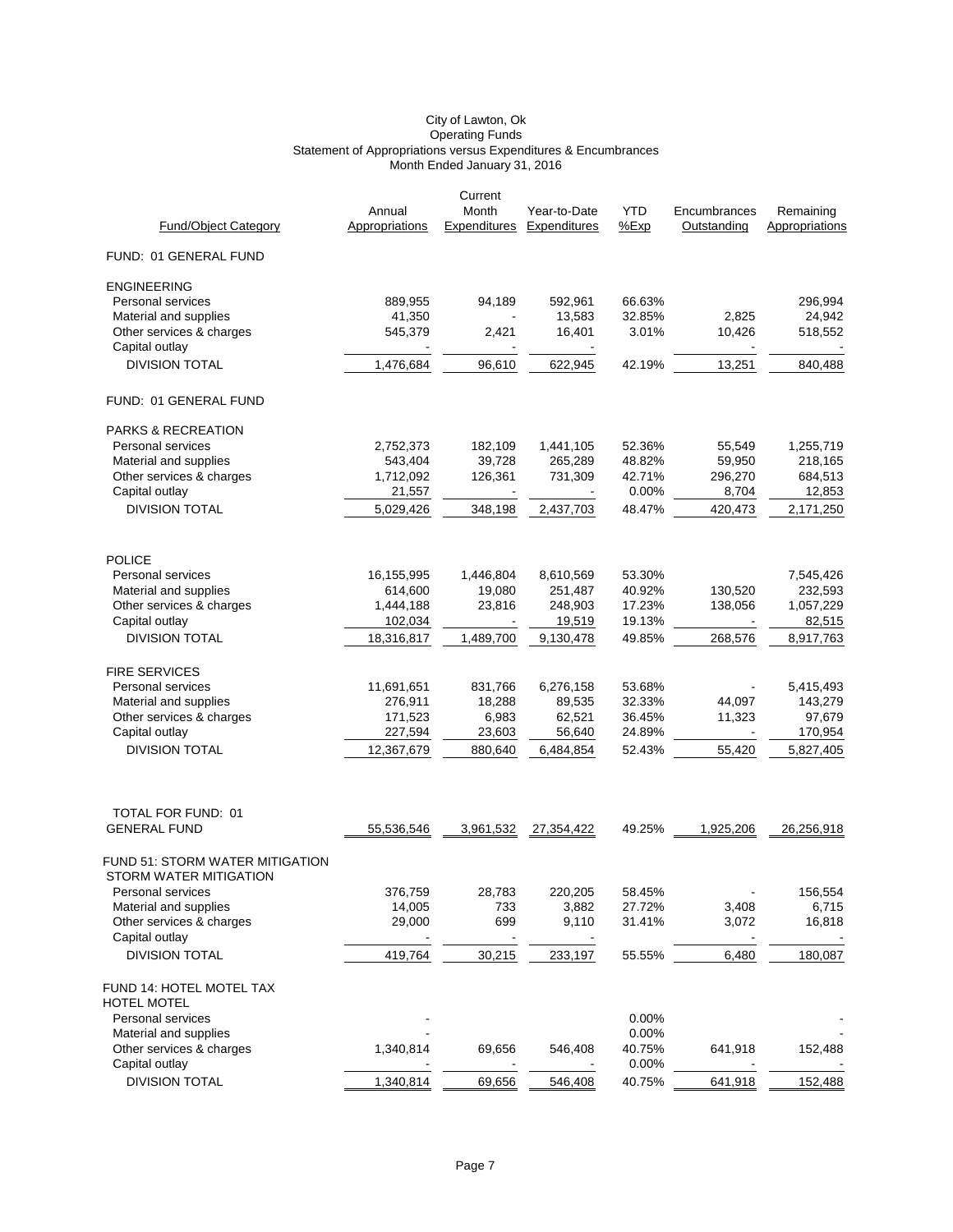City of Lawton, Ok
Operating Funds
Statement of Appropriations versus Expenditures & Encumbrances
Month Ended January 31, 2016

| Fund/Object Category | Annual Appropriations | Current Month Expenditures | Year-to-Date Expenditures | YTD %Exp | Encumbrances Outstanding | Remaining Appropriations |
|---|---|---|---|---|---|---|
| FUND: 01 GENERAL FUND | | | | | | |
| ENGINEERING | | | | | | |
| Personal services | 889,955 | 94,189 | 592,961 | 66.63% | | 296,994 |
| Material and supplies | 41,350 | - | 13,583 | 32.85% | 2,825 | 24,942 |
| Other services & charges | 545,379 | 2,421 | 16,401 | 3.01% | 10,426 | 518,552 |
| Capital outlay | - | - | - | | | - |
| DIVISION TOTAL | 1,476,684 | 96,610 | 622,945 | 42.19% | 13,251 | 840,488 |
| FUND: 01 GENERAL FUND | | | | | | |
| PARKS & RECREATION | | | | | | |
| Personal services | 2,752,373 | 182,109 | 1,441,105 | 52.36% | 55,549 | 1,255,719 |
| Material and supplies | 543,404 | 39,728 | 265,289 | 48.82% | 59,950 | 218,165 |
| Other services & charges | 1,712,092 | 126,361 | 731,309 | 42.71% | 296,270 | 684,513 |
| Capital outlay | 21,557 | - | - | 0.00% | 8,704 | 12,853 |
| DIVISION TOTAL | 5,029,426 | 348,198 | 2,437,703 | 48.47% | 420,473 | 2,171,250 |
| POLICE | | | | | | |
| Personal services | 16,155,995 | 1,446,804 | 8,610,569 | 53.30% | | 7,545,426 |
| Material and supplies | 614,600 | 19,080 | 251,487 | 40.92% | 130,520 | 232,593 |
| Other services & charges | 1,444,188 | 23,816 | 248,903 | 17.23% | 138,056 | 1,057,229 |
| Capital outlay | 102,034 | - | 19,519 | 19.13% | - | 82,515 |
| DIVISION TOTAL | 18,316,817 | 1,489,700 | 9,130,478 | 49.85% | 268,576 | 8,917,763 |
| FIRE SERVICES | | | | | | |
| Personal services | 11,691,651 | 831,766 | 6,276,158 | 53.68% | - | 5,415,493 |
| Material and supplies | 276,911 | 18,288 | 89,535 | 32.33% | 44,097 | 143,279 |
| Other services & charges | 171,523 | 6,983 | 62,521 | 36.45% | 11,323 | 97,679 |
| Capital outlay | 227,594 | 23,603 | 56,640 | 24.89% | - | 170,954 |
| DIVISION TOTAL | 12,367,679 | 880,640 | 6,484,854 | 52.43% | 55,420 | 5,827,405 |
| TOTAL FOR FUND: 01 GENERAL FUND | 55,536,546 | 3,961,532 | 27,354,422 | 49.25% | 1,925,206 | 26,256,918 |
| FUND 51: STORM WATER MITIGATION | | | | | | |
| STORM WATER MITIGATION | | | | | | |
| Personal services | 376,759 | 28,783 | 220,205 | 58.45% | - | 156,554 |
| Material and supplies | 14,005 | 733 | 3,882 | 27.72% | 3,408 | 6,715 |
| Other services & charges | 29,000 | 699 | 9,110 | 31.41% | 3,072 | 16,818 |
| Capital outlay | - | - | - | | - | - |
| DIVISION TOTAL | 419,764 | 30,215 | 233,197 | 55.55% | 6,480 | 180,087 |
| FUND 14: HOTEL MOTEL TAX | | | | | | |
| HOTEL MOTEL | | | | | | |
| Personal services | - | | | 0.00% | | - |
| Material and supplies | - | | | 0.00% | | - |
| Other services & charges | 1,340,814 | 69,656 | 546,408 | 40.75% | 641,918 | 152,488 |
| Capital outlay | - | - | - | 0.00% | - | - |
| DIVISION TOTAL | 1,340,814 | 69,656 | 546,408 | 40.75% | 641,918 | 152,488 |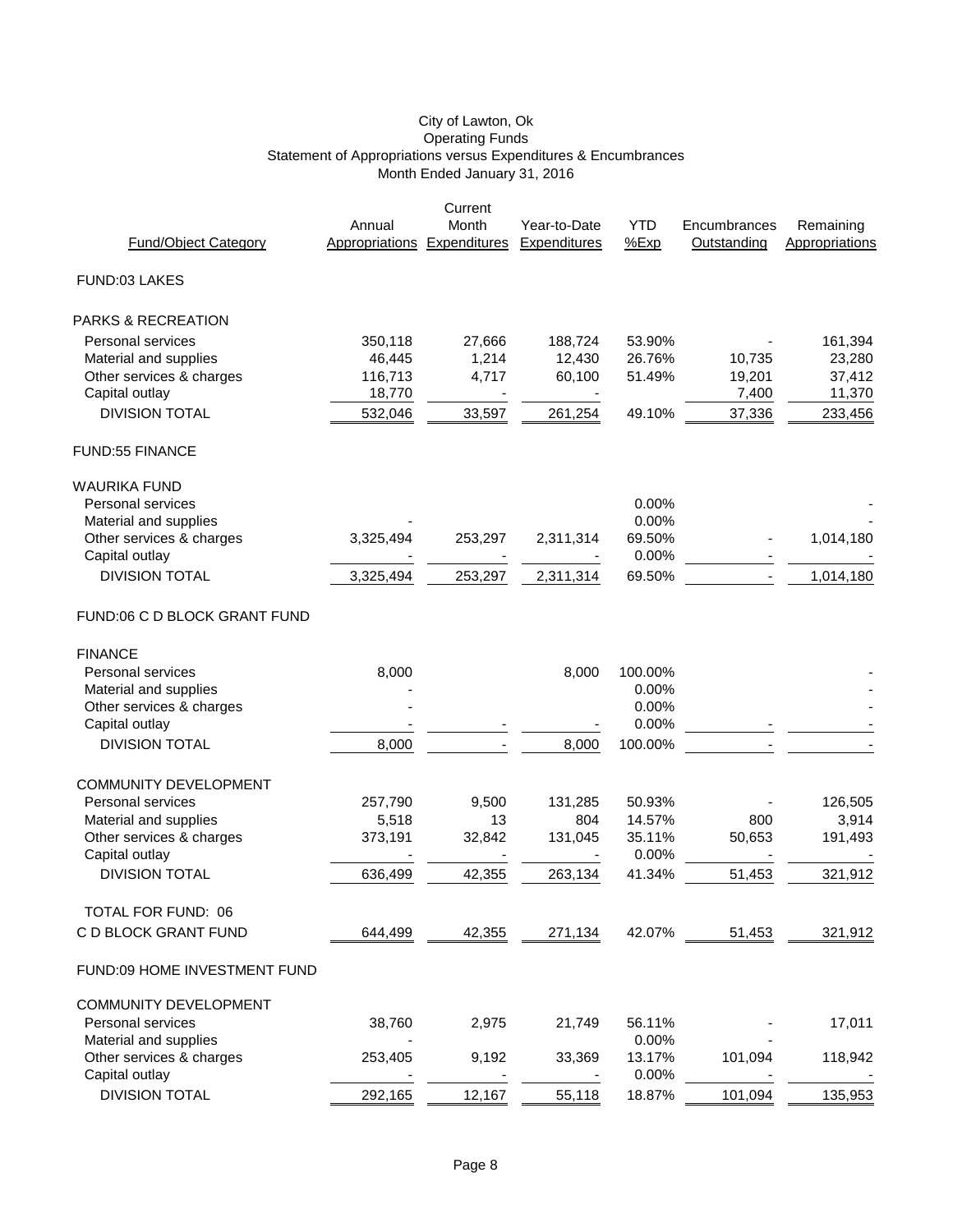City of Lawton, Ok
Operating Funds
Statement of Appropriations versus Expenditures & Encumbrances
Month Ended January 31, 2016

| Fund/Object Category | Annual Appropriations | Current Month Expenditures | Year-to-Date Expenditures | YTD %Exp | Encumbrances Outstanding | Remaining Appropriations |
|---|---|---|---|---|---|---|
| FUND:03 LAKES | | | | | | |
| PARKS & RECREATION | | | | | | |
| Personal services | 350,118 | 27,666 | 188,724 | 53.90% | - | 161,394 |
| Material and supplies | 46,445 | 1,214 | 12,430 | 26.76% | 10,735 | 23,280 |
| Other services & charges | 116,713 | 4,717 | 60,100 | 51.49% | 19,201 | 37,412 |
| Capital outlay | 18,770 | - | - | | 7,400 | 11,370 |
| DIVISION TOTAL | 532,046 | 33,597 | 261,254 | 49.10% | 37,336 | 233,456 |
| FUND:55 FINANCE | | | | | | |
| WAURIKA FUND | | | | | | |
| Personal services | | | | 0.00% | | - |
| Material and supplies | - | | | 0.00% | | - |
| Other services & charges | 3,325,494 | 253,297 | 2,311,314 | 69.50% | - | 1,014,180 |
| Capital outlay | - | - | - | 0.00% | - | - |
| DIVISION TOTAL | 3,325,494 | 253,297 | 2,311,314 | 69.50% | - | 1,014,180 |
| FUND:06 C D BLOCK GRANT FUND | | | | | | |
| FINANCE | | | | | | |
| Personal services | 8,000 | | 8,000 | 100.00% | | - |
| Material and supplies | - | | | 0.00% | | - |
| Other services & charges | - | | | 0.00% | | - |
| Capital outlay | - | - | - | 0.00% | - | - |
| DIVISION TOTAL | 8,000 | - | 8,000 | 100.00% | - | - |
| COMMUNITY DEVELOPMENT | | | | | | |
| Personal services | 257,790 | 9,500 | 131,285 | 50.93% | - | 126,505 |
| Material and supplies | 5,518 | 13 | 804 | 14.57% | 800 | 3,914 |
| Other services & charges | 373,191 | 32,842 | 131,045 | 35.11% | 50,653 | 191,493 |
| Capital outlay | - | - | - | 0.00% | - | - |
| DIVISION TOTAL | 636,499 | 42,355 | 263,134 | 41.34% | 51,453 | 321,912 |
| TOTAL FOR FUND: 06 | | | | | | |
| C D BLOCK GRANT FUND | 644,499 | 42,355 | 271,134 | 42.07% | 51,453 | 321,912 |
| FUND:09 HOME INVESTMENT FUND | | | | | | |
| COMMUNITY DEVELOPMENT | | | | | | |
| Personal services | 38,760 | 2,975 | 21,749 | 56.11% | - | 17,011 |
| Material and supplies | - | | | 0.00% | - | |
| Other services & charges | 253,405 | 9,192 | 33,369 | 13.17% | 101,094 | 118,942 |
| Capital outlay | - | - | - | 0.00% | - | - |
| DIVISION TOTAL | 292,165 | 12,167 | 55,118 | 18.87% | 101,094 | 135,953 |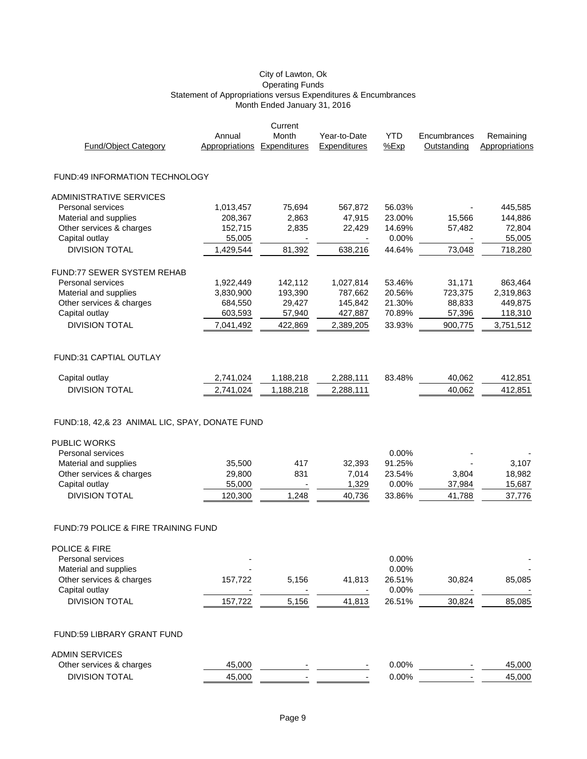City of Lawton, Ok
Operating Funds
Statement of Appropriations versus Expenditures & Encumbrances
Month Ended January 31, 2016

| Fund/Object Category | Annual Appropriations | Current Month Expenditures | Year-to-Date Expenditures | YTD %Exp | Encumbrances Outstanding | Remaining Appropriations |
|---|---|---|---|---|---|---|
| **FUND:49 INFORMATION TECHNOLOGY** | | | | | | |
| ADMINISTRATIVE SERVICES | | | | | | |
| Personal services | 1,013,457 | 75,694 | 567,872 | 56.03% | - | 445,585 |
| Material and supplies | 208,367 | 2,863 | 47,915 | 23.00% | 15,566 | 144,886 |
| Other services & charges | 152,715 | 2,835 | 22,429 | 14.69% | 57,482 | 72,804 |
| Capital outlay | 55,005 | - | - | 0.00% | - | 55,005 |
| DIVISION TOTAL | 1,429,544 | 81,392 | 638,216 | 44.64% | 73,048 | 718,280 |
| FUND:77 SEWER SYSTEM REHAB | | | | | | |
| Personal services | 1,922,449 | 142,112 | 1,027,814 | 53.46% | 31,171 | 863,464 |
| Material and supplies | 3,830,900 | 193,390 | 787,662 | 20.56% | 723,375 | 2,319,863 |
| Other services & charges | 684,550 | 29,427 | 145,842 | 21.30% | 88,833 | 449,875 |
| Capital outlay | 603,593 | 57,940 | 427,887 | 70.89% | 57,396 | 118,310 |
| DIVISION TOTAL | 7,041,492 | 422,869 | 2,389,205 | 33.93% | 900,775 | 3,751,512 |
| **FUND:31 CAPTIAL OUTLAY** | | | | | | |
| Capital outlay | 2,741,024 | 1,188,218 | 2,288,111 | 83.48% | 40,062 | 412,851 |
| DIVISION TOTAL | 2,741,024 | 1,188,218 | 2,288,111 | | 40,062 | 412,851 |
| **FUND:18, 42,& 23 ANIMAL LIC, SPAY, DONATE FUND** | | | | | | |
| PUBLIC WORKS | | | | | | |
| Personal services | | | | 0.00% | - | - |
| Material and supplies | 35,500 | 417 | 32,393 | 91.25% | - | 3,107 |
| Other services & charges | 29,800 | 831 | 7,014 | 23.54% | 3,804 | 18,982 |
| Capital outlay | 55,000 | - | 1,329 | 0.00% | 37,984 | 15,687 |
| DIVISION TOTAL | 120,300 | 1,248 | 40,736 | 33.86% | 41,788 | 37,776 |
| **FUND:79 POLICE & FIRE TRAINING FUND** | | | | | | |
| POLICE & FIRE | | | | | | |
| Personal services | - | | | 0.00% | | - |
| Material and supplies | - | | | 0.00% | | - |
| Other services & charges | 157,722 | 5,156 | 41,813 | 26.51% | 30,824 | 85,085 |
| Capital outlay | - | - | - | 0.00% | - | - |
| DIVISION TOTAL | 157,722 | 5,156 | 41,813 | 26.51% | 30,824 | 85,085 |
| **FUND:59 LIBRARY GRANT FUND** | | | | | | |
| ADMIN SERVICES | | | | | | |
| Other services & charges | 45,000 | - | - | 0.00% | - | 45,000 |
| DIVISION TOTAL | 45,000 | - | - | 0.00% | - | 45,000 |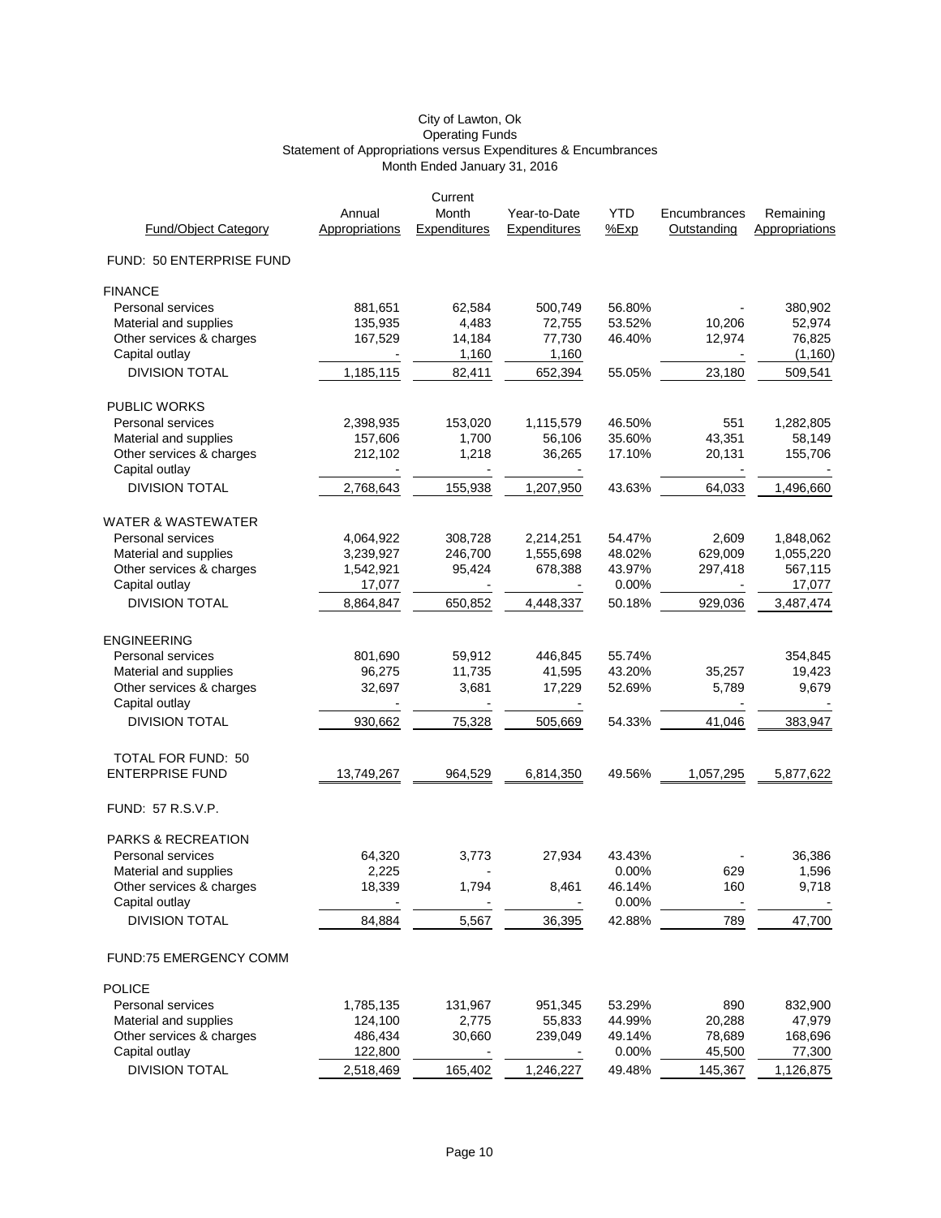City of Lawton, Ok
Operating Funds
Statement of Appropriations versus Expenditures & Encumbrances
Month Ended January 31, 2016

| Fund/Object Category | Annual Appropriations | Current Month Expenditures | Year-to-Date Expenditures | YTD %Exp | Encumbrances Outstanding | Remaining Appropriations |
|---|---|---|---|---|---|---|
| FUND: 50 ENTERPRISE FUND | | | | | | |
| FINANCE | | | | | | |
| Personal services | 881,651 | 62,584 | 500,749 | 56.80% | - | 380,902 |
| Material and supplies | 135,935 | 4,483 | 72,755 | 53.52% | 10,206 | 52,974 |
| Other services & charges | 167,529 | 14,184 | 77,730 | 46.40% | 12,974 | 76,825 |
| Capital outlay | - | 1,160 | 1,160 | | - | (1,160) |
| DIVISION TOTAL | 1,185,115 | 82,411 | 652,394 | 55.05% | 23,180 | 509,541 |
| PUBLIC WORKS | | | | | | |
| Personal services | 2,398,935 | 153,020 | 1,115,579 | 46.50% | 551 | 1,282,805 |
| Material and supplies | 157,606 | 1,700 | 56,106 | 35.60% | 43,351 | 58,149 |
| Other services & charges | 212,102 | 1,218 | 36,265 | 17.10% | 20,131 | 155,706 |
| Capital outlay | - | - | - | | - | - |
| DIVISION TOTAL | 2,768,643 | 155,938 | 1,207,950 | 43.63% | 64,033 | 1,496,660 |
| WATER & WASTEWATER | | | | | | |
| Personal services | 4,064,922 | 308,728 | 2,214,251 | 54.47% | 2,609 | 1,848,062 |
| Material and supplies | 3,239,927 | 246,700 | 1,555,698 | 48.02% | 629,009 | 1,055,220 |
| Other services & charges | 1,542,921 | 95,424 | 678,388 | 43.97% | 297,418 | 567,115 |
| Capital outlay | 17,077 | - | - | 0.00% | - | 17,077 |
| DIVISION TOTAL | 8,864,847 | 650,852 | 4,448,337 | 50.18% | 929,036 | 3,487,474 |
| ENGINEERING | | | | | | |
| Personal services | 801,690 | 59,912 | 446,845 | 55.74% | | 354,845 |
| Material and supplies | 96,275 | 11,735 | 41,595 | 43.20% | 35,257 | 19,423 |
| Other services & charges | 32,697 | 3,681 | 17,229 | 52.69% | 5,789 | 9,679 |
| Capital outlay | - | - | - | | - | - |
| DIVISION TOTAL | 930,662 | 75,328 | 505,669 | 54.33% | 41,046 | 383,947 |
| TOTAL FOR FUND: 50 ENTERPRISE FUND | 13,749,267 | 964,529 | 6,814,350 | 49.56% | 1,057,295 | 5,877,622 |
| FUND: 57 R.S.V.P. | | | | | | |
| PARKS & RECREATION | | | | | | |
| Personal services | 64,320 | 3,773 | 27,934 | 43.43% | - | 36,386 |
| Material and supplies | 2,225 | - | | 0.00% | 629 | 1,596 |
| Other services & charges | 18,339 | 1,794 | 8,461 | 46.14% | 160 | 9,718 |
| Capital outlay | - | - | - | 0.00% | - | - |
| DIVISION TOTAL | 84,884 | 5,567 | 36,395 | 42.88% | 789 | 47,700 |
| FUND:75 EMERGENCY COMM | | | | | | |
| POLICE | | | | | | |
| Personal services | 1,785,135 | 131,967 | 951,345 | 53.29% | 890 | 832,900 |
| Material and supplies | 124,100 | 2,775 | 55,833 | 44.99% | 20,288 | 47,979 |
| Other services & charges | 486,434 | 30,660 | 239,049 | 49.14% | 78,689 | 168,696 |
| Capital outlay | 122,800 | - | - | 0.00% | 45,500 | 77,300 |
| DIVISION TOTAL | 2,518,469 | 165,402 | 1,246,227 | 49.48% | 145,367 | 1,126,875 |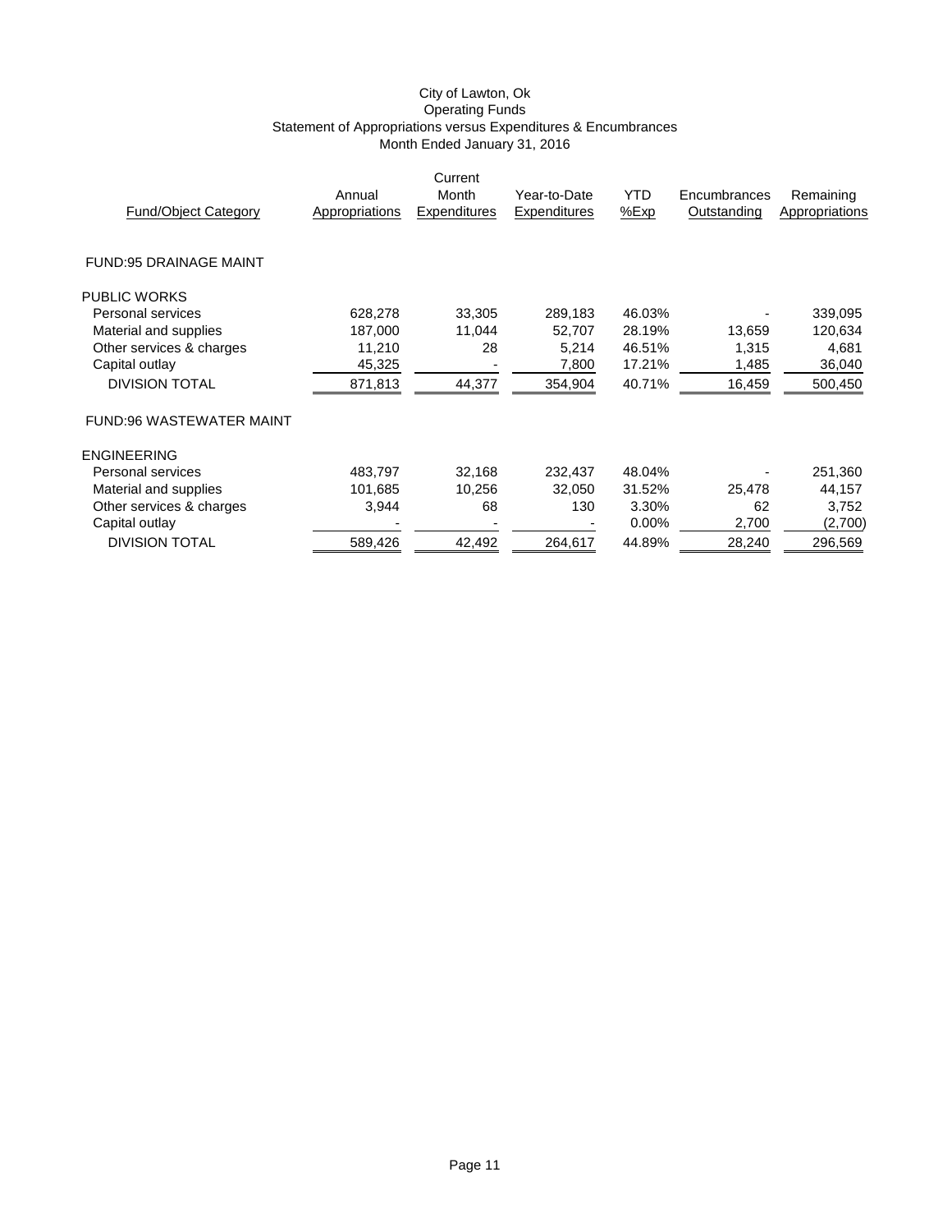City of Lawton, Ok
Operating Funds
Statement of Appropriations versus Expenditures & Encumbrances
Month Ended January 31, 2016

| Fund/Object Category | Annual Appropriations | Current Month Expenditures | Year-to-Date Expenditures | YTD %Exp | Encumbrances Outstanding | Remaining Appropriations |
|---|---|---|---|---|---|---|
| FUND:95 DRAINAGE MAINT | | | | | | |
| PUBLIC WORKS | | | | | | |
| Personal services | 628,278 | 33,305 | 289,183 | 46.03% | - | 339,095 |
| Material and supplies | 187,000 | 11,044 | 52,707 | 28.19% | 13,659 | 120,634 |
| Other services & charges | 11,210 | 28 | 5,214 | 46.51% | 1,315 | 4,681 |
| Capital outlay | 45,325 | - | 7,800 | 17.21% | 1,485 | 36,040 |
| DIVISION TOTAL | 871,813 | 44,377 | 354,904 | 40.71% | 16,459 | 500,450 |
| FUND:96 WASTEWATER MAINT | | | | | | |
| ENGINEERING | | | | | | |
| Personal services | 483,797 | 32,168 | 232,437 | 48.04% | - | 251,360 |
| Material and supplies | 101,685 | 10,256 | 32,050 | 31.52% | 25,478 | 44,157 |
| Other services & charges | 3,944 | 68 | 130 | 3.30% | 62 | 3,752 |
| Capital outlay | - | - | - | 0.00% | 2,700 | (2,700) |
| DIVISION TOTAL | 589,426 | 42,492 | 264,617 | 44.89% | 28,240 | 296,569 |